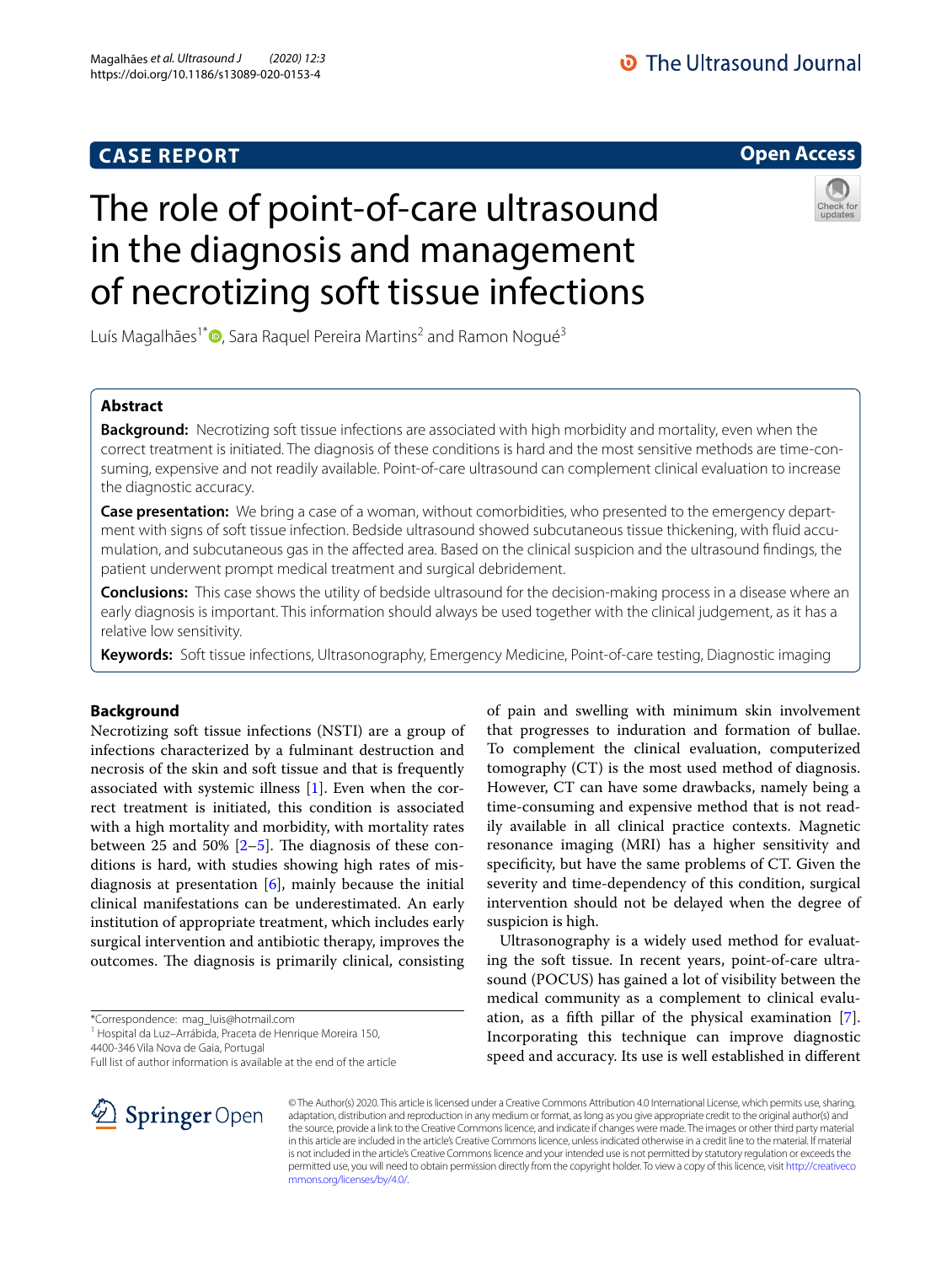CASE REPORT

Open Access

# The role of point-of-care ultrasound in the diagnosis and management of necrotizing soft tissue infections

Luís Magalhães[1*], Sara Raquel Pereira Martins[2] and Ramon Nogué[3]

## Abstract

**Background:** Necrotizing soft tissue infections are associated with high morbidity and mortality, even when the correct treatment is initiated. The diagnosis of these conditions is hard and the most sensitive methods are time-consuming, expensive and not readily available. Point-of-care ultrasound can complement clinical evaluation to increase the diagnostic accuracy.

**Case presentation:** We bring a case of a woman, without comorbidities, who presented to the emergency department with signs of soft tissue infection. Bedside ultrasound showed subcutaneous tissue thickening, with fluid accumulation, and subcutaneous gas in the affected area. Based on the clinical suspicion and the ultrasound findings, the patient underwent prompt medical treatment and surgical debridement.

**Conclusions:** This case shows the utility of bedside ultrasound for the decision-making process in a disease where an early diagnosis is important. This information should always be used together with the clinical judgement, as it has a relative low sensitivity.

**Keywords:** Soft tissue infections, Ultrasonography, Emergency Medicine, Point-of-care testing, Diagnostic imaging

## Background

Necrotizing soft tissue infections (NSTI) are a group of infections characterized by a fulminant destruction and necrosis of the skin and soft tissue and that is frequently associated with systemic illness [1]. Even when the correct treatment is initiated, this condition is associated with a high mortality and morbidity, with mortality rates between 25 and 50% [2–5]. The diagnosis of these conditions is hard, with studies showing high rates of misdiagnosis at presentation [6], mainly because the initial clinical manifestations can be underestimated. An early institution of appropriate treatment, which includes early surgical intervention and antibiotic therapy, improves the outcomes. The diagnosis is primarily clinical, consisting of pain and swelling with minimum skin involvement that progresses to induration and formation of bullae. To complement the clinical evaluation, computerized tomography (CT) is the most used method of diagnosis. However, CT can have some drawbacks, namely being a time-consuming and expensive method that is not readily available in all clinical practice contexts. Magnetic resonance imaging (MRI) has a higher sensitivity and specificity, but have the same problems of CT. Given the severity and time-dependency of this condition, surgical intervention should not be delayed when the degree of suspicion is high.

Ultrasonography is a widely used method for evaluating the soft tissue. In recent years, point-of-care ultrasound (POCUS) has gained a lot of visibility between the medical community as a complement to clinical evaluation, as a fifth pillar of the physical examination [7]. Incorporating this technique can improve diagnostic speed and accuracy. Its use is well established in different

*Correspondence: mag_luis@hotmail.com
[1] Hospital da Luz–Arrábida, Praceta de Henrique Moreira 150, 4400-346 Vila Nova de Gaia, Portugal
Full list of author information is available at the end of the article

© The Author(s) 2020. This article is licensed under a Creative Commons Attribution 4.0 International License, which permits use, sharing, adaptation, distribution and reproduction in any medium or format, as long as you give appropriate credit to the original author(s) and the source, provide a link to the Creative Commons licence, and indicate if changes were made. The images or other third party material in this article are included in the article's Creative Commons licence, unless indicated otherwise in a credit line to the material. If material is not included in the article's Creative Commons licence and your intended use is not permitted by statutory regulation or exceeds the permitted use, you will need to obtain permission directly from the copyright holder. To view a copy of this licence, visit http://creativecommons.org/licenses/by/4.0/.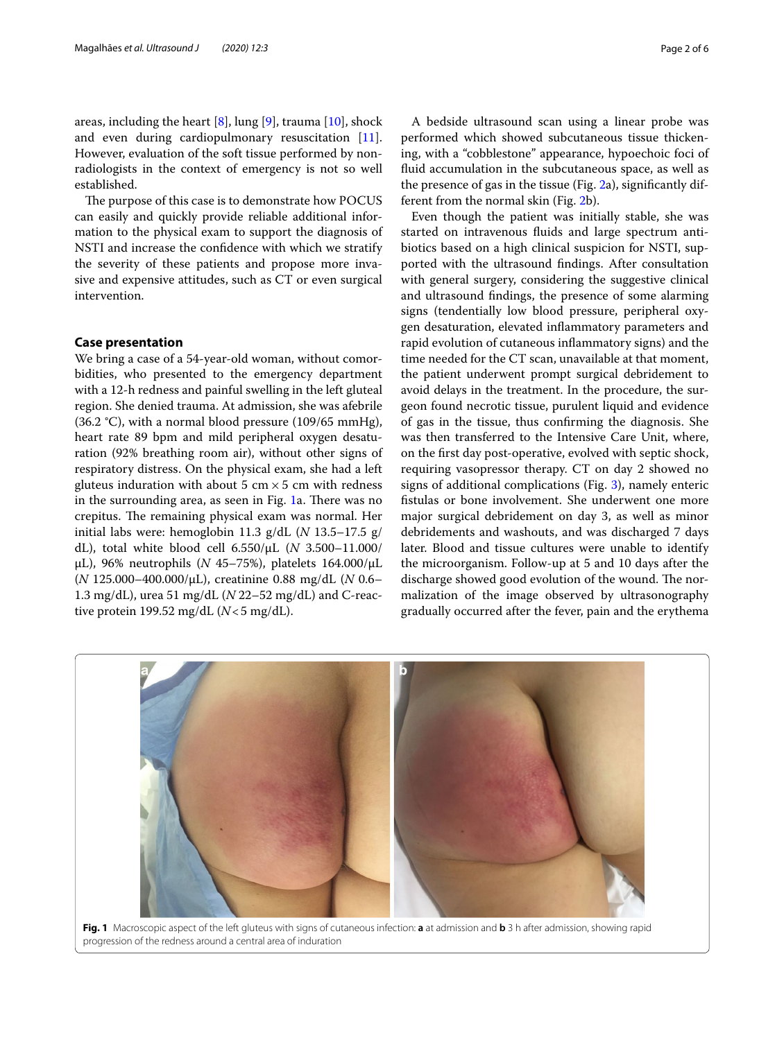areas, including the heart [8], lung [9], trauma [10], shock and even during cardiopulmonary resuscitation [11]. However, evaluation of the soft tissue performed by non-radiologists in the context of emergency is not so well established.

The purpose of this case is to demonstrate how POCUS can easily and quickly provide reliable additional information to the physical exam to support the diagnosis of NSTI and increase the confidence with which we stratify the severity of these patients and propose more invasive and expensive attitudes, such as CT or even surgical intervention.

## Case presentation

We bring a case of a 54-year-old woman, without comorbidities, who presented to the emergency department with a 12-h redness and painful swelling in the left gluteal region. She denied trauma. At admission, she was afebrile (36.2 °C), with a normal blood pressure (109/65 mmHg), heart rate 89 bpm and mild peripheral oxygen desaturation (92% breathing room air), without other signs of respiratory distress. On the physical exam, she had a left gluteus induration with about 5 cm × 5 cm with redness in the surrounding area, as seen in Fig. 1a. There was no crepitus. The remaining physical exam was normal. Her initial labs were: hemoglobin 11.3 g/dL (*N* 13.5–17.5 g/dL), total white blood cell 6.550/μL (*N* 3.500–11.000/μL), 96% neutrophils (*N* 45–75%), platelets 164.000/μL (*N* 125.000–400.000/μL), creatinine 0.88 mg/dL (*N* 0.6–1.3 mg/dL), urea 51 mg/dL (*N* 22–52 mg/dL) and C-reactive protein 199.52 mg/dL (*N* < 5 mg/dL).

A bedside ultrasound scan using a linear probe was performed which showed subcutaneous tissue thickening, with a "cobblestone" appearance, hypoechoic foci of fluid accumulation in the subcutaneous space, as well as the presence of gas in the tissue (Fig. 2a), significantly different from the normal skin (Fig. 2b).

Even though the patient was initially stable, she was started on intravenous fluids and large spectrum antibiotics based on a high clinical suspicion for NSTI, supported with the ultrasound findings. After consultation with general surgery, considering the suggestive clinical and ultrasound findings, the presence of some alarming signs (tendentially low blood pressure, peripheral oxygen desaturation, elevated inflammatory parameters and rapid evolution of cutaneous inflammatory signs) and the time needed for the CT scan, unavailable at that moment, the patient underwent prompt surgical debridement to avoid delays in the treatment. In the procedure, the surgeon found necrotic tissue, purulent liquid and evidence of gas in the tissue, thus confirming the diagnosis. She was then transferred to the Intensive Care Unit, where, on the first day post-operative, evolved with septic shock, requiring vasopressor therapy. CT on day 2 showed no signs of additional complications (Fig. 3), namely enteric fistulas or bone involvement. She underwent one more major surgical debridement on day 3, as well as minor debridements and washouts, and was discharged 7 days later. Blood and tissue cultures were unable to identify the microorganism. Follow-up at 5 and 10 days after the discharge showed good evolution of the wound. The normalization of the image observed by ultrasonography gradually occurred after the fever, pain and the erythema

**Fig. 1** Macroscopic aspect of the left gluteus with signs of cutaneous infection: **a** at admission and **b** 3 h after admission, showing rapid progression of the redness around a central area of induration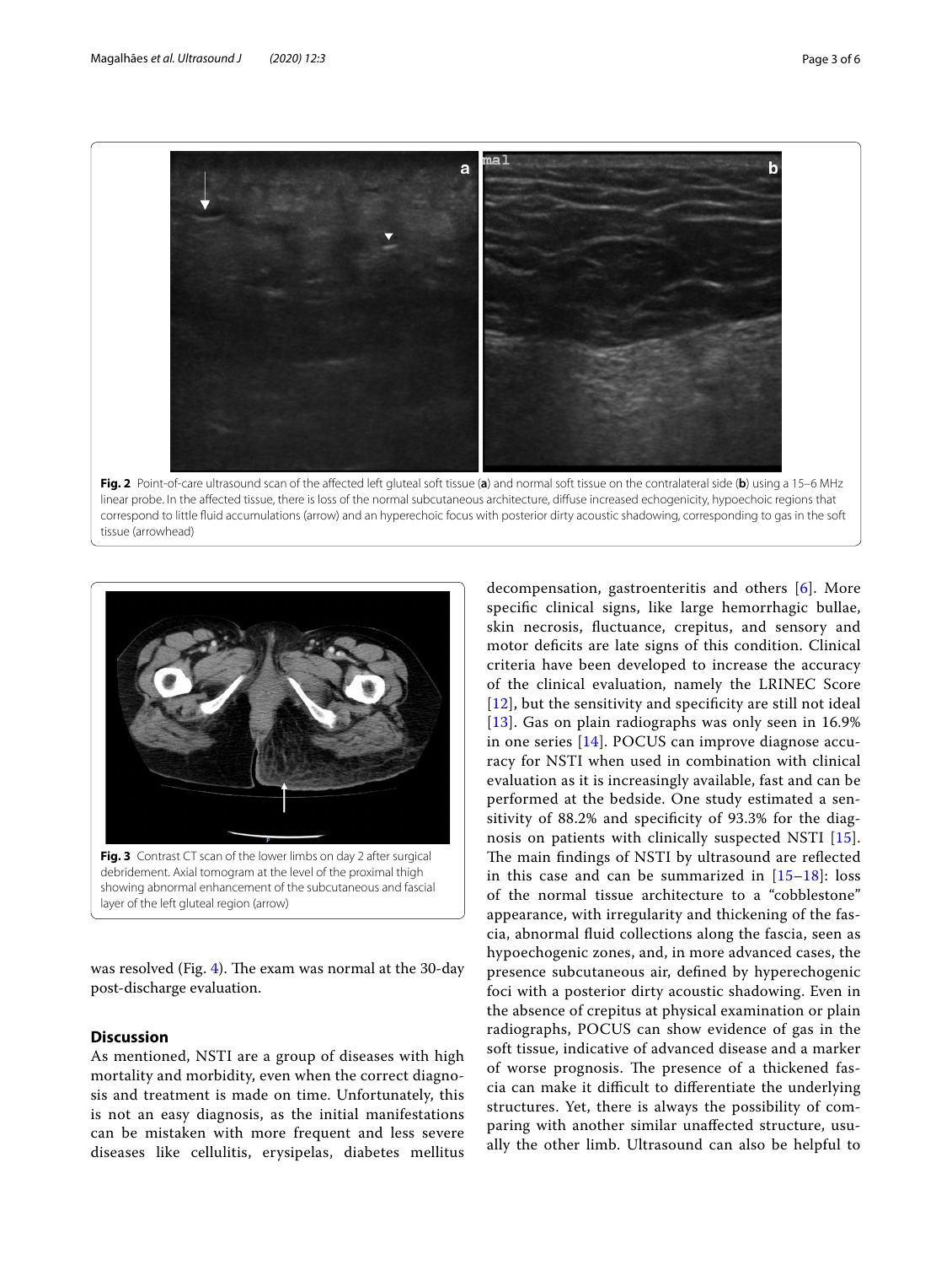**Fig. 2** Point-of-care ultrasound scan of the affected left gluteal soft tissue (**a**) and normal soft tissue on the contralateral side (**b**) using a 15–6 MHz linear probe. In the affected tissue, there is loss of the normal subcutaneous architecture, diffuse increased echogenicity, hypoechoic regions that correspond to little fluid accumulations (arrow) and an hyperechoic focus with posterior dirty acoustic shadowing, corresponding to gas in the soft tissue (arrowhead)

**Fig. 3** Contrast CT scan of the lower limbs on day 2 after surgical debridement. Axial tomogram at the level of the proximal thigh showing abnormal enhancement of the subcutaneous and fascial layer of the left gluteal region (arrow)

was resolved (Fig. 4). The exam was normal at the 30-day post-discharge evaluation.

## Discussion

As mentioned, NSTI are a group of diseases with high mortality and morbidity, even when the correct diagnosis and treatment is made on time. Unfortunately, this is not an easy diagnosis, as the initial manifestations can be mistaken with more frequent and less severe diseases like cellulitis, erysipelas, diabetes mellitus decompensation, gastroenteritis and others [6]. More specific clinical signs, like large hemorrhagic bullae, skin necrosis, fluctuance, crepitus, and sensory and motor deficits are late signs of this condition. Clinical criteria have been developed to increase the accuracy of the clinical evaluation, namely the LRINEC Score [12], but the sensitivity and specificity are still not ideal [13]. Gas on plain radiographs was only seen in 16.9% in one series [14]. POCUS can improve diagnose accuracy for NSTI when used in combination with clinical evaluation as it is increasingly available, fast and can be performed at the bedside. One study estimated a sensitivity of 88.2% and specificity of 93.3% for the diagnosis on patients with clinically suspected NSTI [15]. The main findings of NSTI by ultrasound are reflected in this case and can be summarized in [15–18]: loss of the normal tissue architecture to a "cobblestone" appearance, with irregularity and thickening of the fascia, abnormal fluid collections along the fascia, seen as hypoechogenic zones, and, in more advanced cases, the presence subcutaneous air, defined by hyperechogenic foci with a posterior dirty acoustic shadowing. Even in the absence of crepitus at physical examination or plain radiographs, POCUS can show evidence of gas in the soft tissue, indicative of advanced disease and a marker of worse prognosis. The presence of a thickened fascia can make it difficult to differentiate the underlying structures. Yet, there is always the possibility of comparing with another similar unaffected structure, usually the other limb. Ultrasound can also be helpful to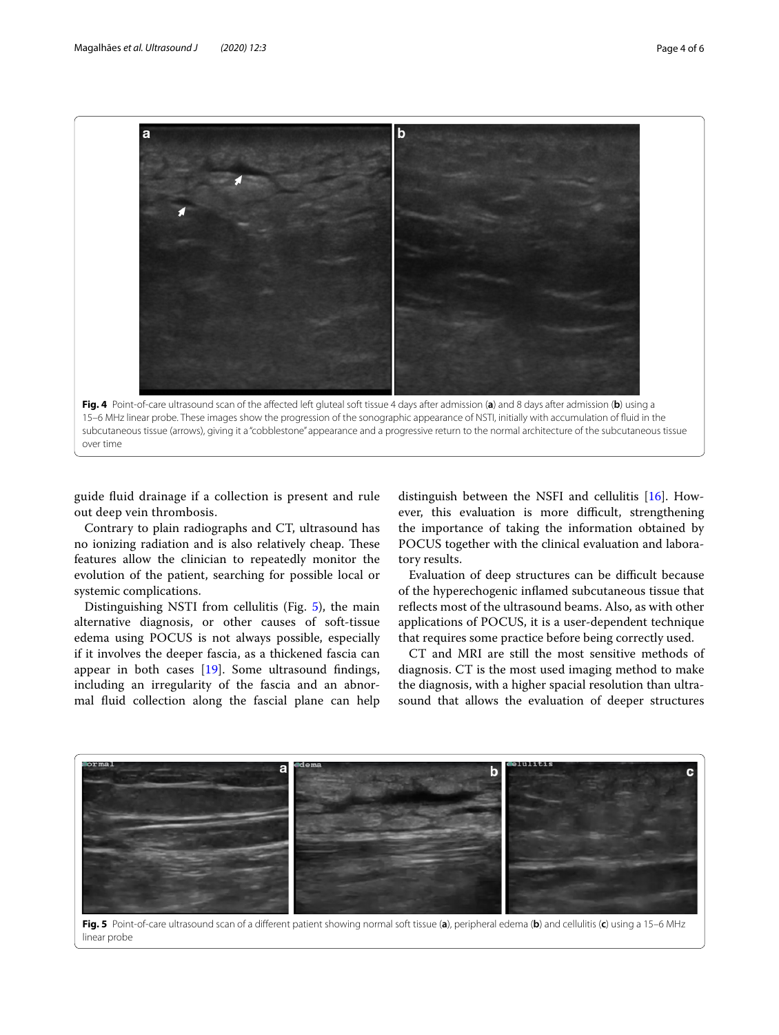**Fig. 4** Point-of-care ultrasound scan of the affected left gluteal soft tissue 4 days after admission (**a**) and 8 days after admission (**b**) using a 15–6 MHz linear probe. These images show the progression of the sonographic appearance of NSTI, initially with accumulation of fluid in the subcutaneous tissue (arrows), giving it a "cobblestone" appearance and a progressive return to the normal architecture of the subcutaneous tissue over time

guide fluid drainage if a collection is present and rule out deep vein thrombosis.

Contrary to plain radiographs and CT, ultrasound has no ionizing radiation and is also relatively cheap. These features allow the clinician to repeatedly monitor the evolution of the patient, searching for possible local or systemic complications.

Distinguishing NSTI from cellulitis (Fig. 5), the main alternative diagnosis, or other causes of soft-tissue edema using POCUS is not always possible, especially if it involves the deeper fascia, as a thickened fascia can appear in both cases [19]. Some ultrasound findings, including an irregularity of the fascia and an abnormal fluid collection along the fascial plane can help distinguish between the NSFI and cellulitis [16]. However, this evaluation is more difficult, strengthening the importance of taking the information obtained by POCUS together with the clinical evaluation and laboratory results.

Evaluation of deep structures can be difficult because of the hyperechogenic inflamed subcutaneous tissue that reflects most of the ultrasound beams. Also, as with other applications of POCUS, it is a user-dependent technique that requires some practice before being correctly used.

CT and MRI are still the most sensitive methods of diagnosis. CT is the most used imaging method to make the diagnosis, with a higher spacial resolution than ultrasound that allows the evaluation of deeper structures

**Fig. 5** Point-of-care ultrasound scan of a different patient showing normal soft tissue (**a**), peripheral edema (**b**) and cellulitis (**c**) using a 15–6 MHz linear probe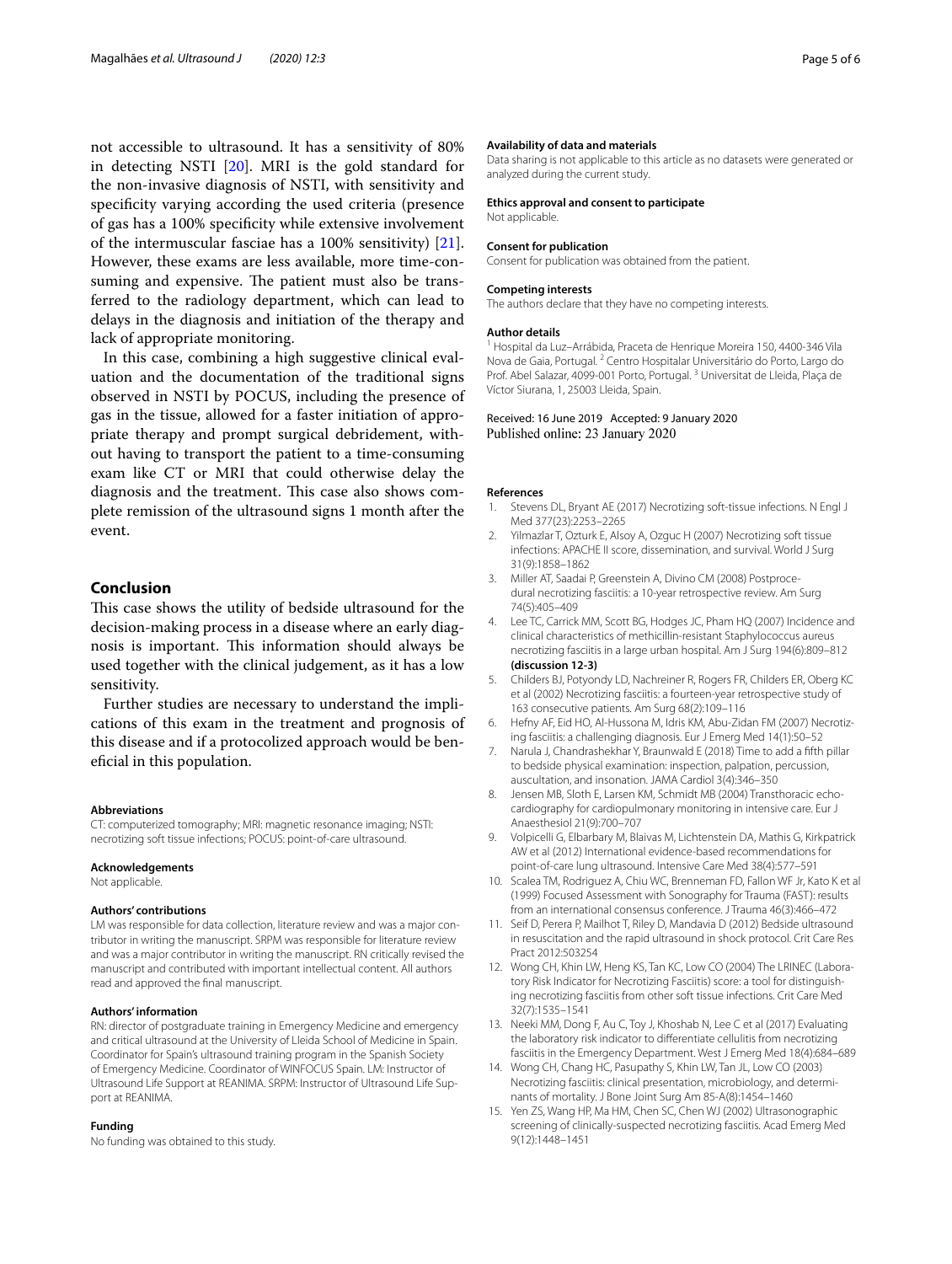not accessible to ultrasound. It has a sensitivity of 80% in detecting NSTI [20]. MRI is the gold standard for the non-invasive diagnosis of NSTI, with sensitivity and specificity varying according the used criteria (presence of gas has a 100% specificity while extensive involvement of the intermuscular fasciae has a 100% sensitivity) [21]. However, these exams are less available, more time-consuming and expensive. The patient must also be transferred to the radiology department, which can lead to delays in the diagnosis and initiation of the therapy and lack of appropriate monitoring.

In this case, combining a high suggestive clinical evaluation and the documentation of the traditional signs observed in NSTI by POCUS, including the presence of gas in the tissue, allowed for a faster initiation of appropriate therapy and prompt surgical debridement, without having to transport the patient to a time-consuming exam like CT or MRI that could otherwise delay the diagnosis and the treatment. This case also shows complete remission of the ultrasound signs 1 month after the event.

## Conclusion

This case shows the utility of bedside ultrasound for the decision-making process in a disease where an early diagnosis is important. This information should always be used together with the clinical judgement, as it has a low sensitivity.

Further studies are necessary to understand the implications of this exam in the treatment and prognosis of this disease and if a protocolized approach would be beneficial in this population.

#### Abbreviations

CT: computerized tomography; MRI: magnetic resonance imaging; NSTI: necrotizing soft tissue infections; POCUS: point-of-care ultrasound.

#### Acknowledgements

Not applicable.

#### Authors' contributions

LM was responsible for data collection, literature review and was a major contributor in writing the manuscript. SRPM was responsible for literature review and was a major contributor in writing the manuscript. RN critically revised the manuscript and contributed with important intellectual content. All authors read and approved the final manuscript.

#### Authors' information

RN: director of postgraduate training in Emergency Medicine and emergency and critical ultrasound at the University of Lleida School of Medicine in Spain. Coordinator for Spain's ultrasound training program in the Spanish Society of Emergency Medicine. Coordinator of WINFOCUS Spain. LM: Instructor of Ultrasound Life Support at REANIMA. SRPM: Instructor of Ultrasound Life Support at REANIMA.

#### Funding

No funding was obtained to this study.

#### Availability of data and materials

Data sharing is not applicable to this article as no datasets were generated or analyzed during the current study.

#### Ethics approval and consent to participate

Not applicable.

#### Consent for publication

Consent for publication was obtained from the patient.

#### Competing interests

The authors declare that they have no competing interests.

#### Author details

[1] Hospital da Luz–Arrábida, Praceta de Henrique Moreira 150, 4400-346 Vila Nova de Gaia, Portugal. [2] Centro Hospitalar Universitário do Porto, Largo do Prof. Abel Salazar, 4099-001 Porto, Portugal. [3] Universitat de Lleida, Plaça de Víctor Siurana, 1, 25003 Lleida, Spain.

Received: 16 June 2019 Accepted: 9 January 2020
Published online: 23 January 2020

#### References

1. Stevens DL, Bryant AE (2017) Necrotizing soft-tissue infections. N Engl J Med 377(23):2253–2265
2. Yilmazlar T, Ozturk E, Alsoy A, Ozguc H (2007) Necrotizing soft tissue infections: APACHE II score, dissemination, and survival. World J Surg 31(9):1858–1862
3. Miller AT, Saadai P, Greenstein A, Divino CM (2008) Postprocedural necrotizing fasciitis: a 10-year retrospective review. Am Surg 74(5):405–409
4. Lee TC, Carrick MM, Scott BG, Hodges JC, Pham HQ (2007) Incidence and clinical characteristics of methicillin-resistant Staphylococcus aureus necrotizing fasciitis in a large urban hospital. Am J Surg 194(6):809–812 **(discussion 12-3)**
5. Childers BJ, Potyondy LD, Nachreiner R, Rogers FR, Childers ER, Oberg KC et al (2002) Necrotizing fasciitis: a fourteen-year retrospective study of 163 consecutive patients. Am Surg 68(2):109–116
6. Hefny AF, Eid HO, Al-Hussona M, Idris KM, Abu-Zidan FM (2007) Necrotizing fasciitis: a challenging diagnosis. Eur J Emerg Med 14(1):50–52
7. Narula J, Chandrashekhar Y, Braunwald E (2018) Time to add a fifth pillar to bedside physical examination: inspection, palpation, percussion, auscultation, and insonation. JAMA Cardiol 3(4):346–350
8. Jensen MB, Sloth E, Larsen KM, Schmidt MB (2004) Transthoracic echocardiography for cardiopulmonary monitoring in intensive care. Eur J Anaesthesiol 21(9):700–707
9. Volpicelli G, Elbarbary M, Blaivas M, Lichtenstein DA, Mathis G, Kirkpatrick AW et al (2012) International evidence-based recommendations for point-of-care lung ultrasound. Intensive Care Med 38(4):577–591
10. Scalea TM, Rodriguez A, Chiu WC, Brenneman FD, Fallon WF Jr, Kato K et al (1999) Focused Assessment with Sonography for Trauma (FAST): results from an international consensus conference. J Trauma 46(3):466–472
11. Seif D, Perera P, Mailhot T, Riley D, Mandavia D (2012) Bedside ultrasound in resuscitation and the rapid ultrasound in shock protocol. Crit Care Res Pract 2012:503254
12. Wong CH, Khin LW, Heng KS, Tan KC, Low CO (2004) The LRINEC (Laboratory Risk Indicator for Necrotizing Fasciitis) score: a tool for distinguishing necrotizing fasciitis from other soft tissue infections. Crit Care Med 32(7):1535–1541
13. Neeki MM, Dong F, Au C, Toy J, Khoshab N, Lee C et al (2017) Evaluating the laboratory risk indicator to differentiate cellulitis from necrotizing fasciitis in the Emergency Department. West J Emerg Med 18(4):684–689
14. Wong CH, Chang HC, Pasupathy S, Khin LW, Tan JL, Low CO (2003) Necrotizing fasciitis: clinical presentation, microbiology, and determinants of mortality. J Bone Joint Surg Am 85-A(8):1454–1460
15. Yen ZS, Wang HP, Ma HM, Chen SC, Chen WJ (2002) Ultrasonographic screening of clinically-suspected necrotizing fasciitis. Acad Emerg Med 9(12):1448–1451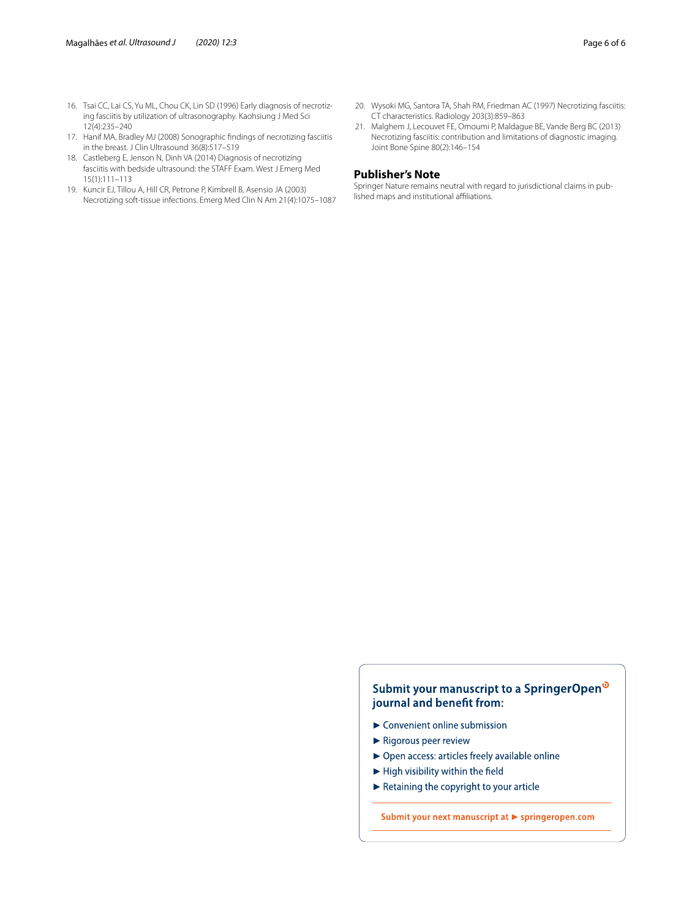16. Tsai CC, Lai CS, Yu ML, Chou CK, Lin SD (1996) Early diagnosis of necrotizing fasciitis by utilization of ultrasonography. Kaohsiung J Med Sci 12(4):235–240
17. Hanif MA, Bradley MJ (2008) Sonographic findings of necrotizing fasciitis in the breast. J Clin Ultrasound 36(8):517–519
18. Castleberg E, Jenson N, Dinh VA (2014) Diagnosis of necrotizing fasciitis with bedside ultrasound: the STAFF Exam. West J Emerg Med 15(1):111–113
19. Kuncir EJ, Tillou A, Hill CR, Petrone P, Kimbrell B, Asensio JA (2003) Necrotizing soft-tissue infections. Emerg Med Clin N Am 21(4):1075–1087
20. Wysoki MG, Santora TA, Shah RM, Friedman AC (1997) Necrotizing fasciitis: CT characteristics. Radiology 203(3):859–863
21. Malghem J, Lecouvet FE, Omoumi P, Maldague BE, Vande Berg BC (2013) Necrotizing fasciitis: contribution and limitations of diagnostic imaging. Joint Bone Spine 80(2):146–154

## Publisher's Note

Springer Nature remains neutral with regard to jurisdictional claims in published maps and institutional affiliations.

**Submit your manuscript to a SpringerOpen journal and benefit from:**

- ► Convenient online submission
- ► Rigorous peer review
- ► Open access: articles freely available online
- ► High visibility within the field
- ► Retaining the copyright to your article

**Submit your next manuscript at ► springeropen.com**